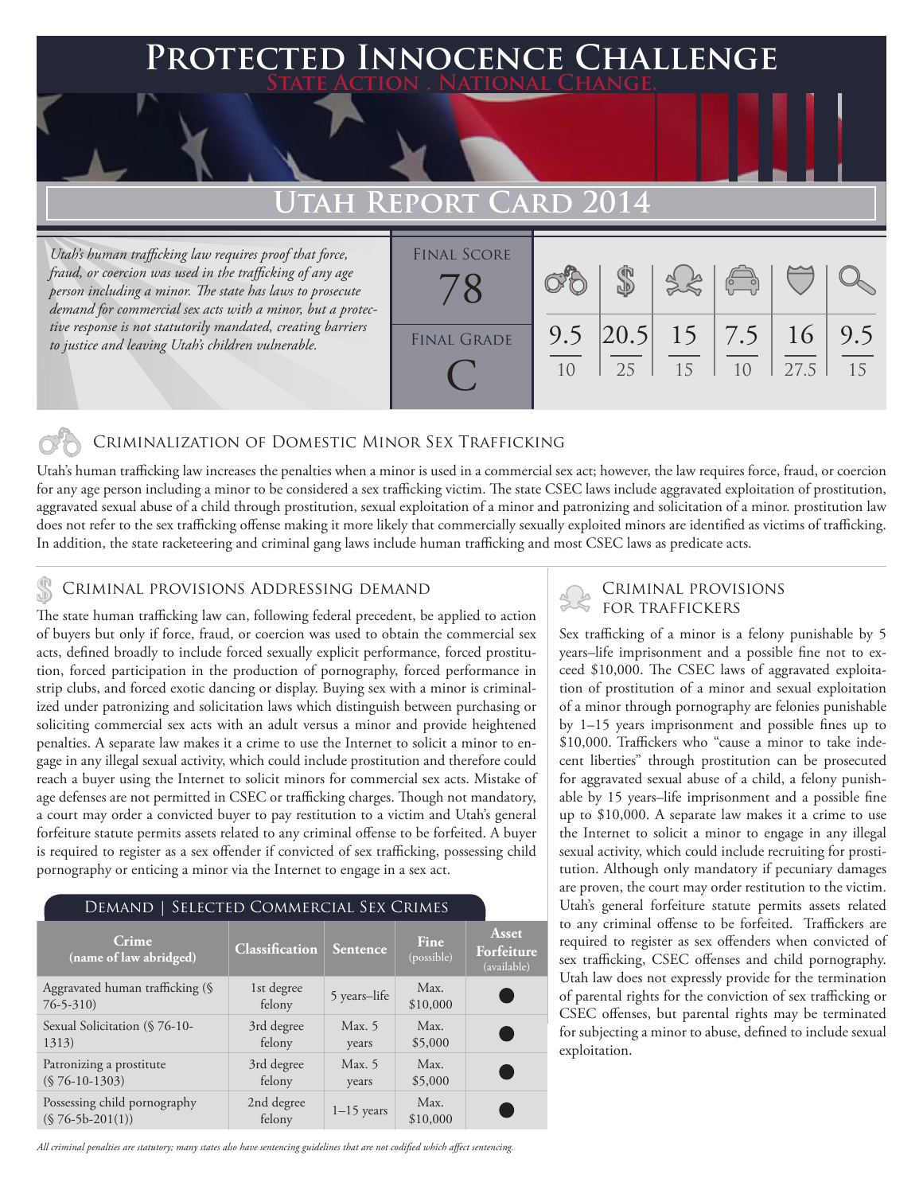# Protected Innocence Challenge

State Action . National Change.

## Utah Report Card 2014

*Utah's human trafficking law requires proof that force, fraud, or coercion was used in the trafficking of any age person including a minor. The state has laws to prosecute demand for commercial sex acts with a minor, but a protective response is not statutorily mandated, creating barriers to justice and leaving Utah's children vulnerable.*

**Final Score:** 78

**Final Grade:** C

| Criminalization of Domestic Minor Sex Trafficking | Criminal Provisions Addressing Demand | Criminal Provisions for Traffickers | Criminal Provisions for Facilitators | Protective Provisions for Child Victims | Criminal Justice Tools for Investigation and Prosecution |
|---|---|---|---|---|---|
| 9.5 / 10 | 20.5 / 25 | 15 / 15 | 7.5 / 10 | 16 / 27.5 | 9.5 / 15 |

### Criminalization of Domestic Minor Sex Trafficking

Utah's human trafficking law increases the penalties when a minor is used in a commercial sex act; however, the law requires force, fraud, or coercion for any age person including a minor to be considered a sex trafficking victim. The state CSEC laws include aggravated exploitation of prostitution, aggravated sexual abuse of a child through prostitution, sexual exploitation of a minor and patronizing and solicitation of a minor. prostitution law does not refer to the sex trafficking offense making it more likely that commercially sexually exploited minors are identified as victims of trafficking. In addition, the state racketeering and criminal gang laws include human trafficking and most CSEC laws as predicate acts.

### Criminal provisions Addressing demand

The state human trafficking law can, following federal precedent, be applied to action of buyers but only if force, fraud, or coercion was used to obtain the commercial sex acts, defined broadly to include forced sexually explicit performance, forced prostitution, forced participation in the production of pornography, forced performance in strip clubs, and forced exotic dancing or display. Buying sex with a minor is criminalized under patronizing and solicitation laws which distinguish between purchasing or soliciting commercial sex acts with an adult versus a minor and provide heightened penalties. A separate law makes it a crime to use the Internet to solicit a minor to engage in any illegal sexual activity, which could include prostitution and therefore could reach a buyer using the Internet to solicit minors for commercial sex acts. Mistake of age defenses are not permitted in CSEC or trafficking charges. Though not mandatory, a court may order a convicted buyer to pay restitution to a victim and Utah's general forfeiture statute permits assets related to any criminal offense to be forfeited. A buyer is required to register as a sex offender if convicted of sex trafficking, possessing child pornography or enticing a minor via the Internet to engage in a sex act.

#### Demand | Selected Commercial Sex Crimes

| Crime (name of law abridged) | Classification | Sentence | Fine (possible) | Asset Forfeiture (available) |
|---|---|---|---|---|
| Aggravated human trafficking (§ 76-5-310) | 1st degree felony | 5 years–life | Max. $10,000 | ● |
| Sexual Solicitation (§ 76-10-1313) | 3rd degree felony | Max. 5 years | Max. $5,000 | ● |
| Patronizing a prostitute (§ 76-10-1303) | 3rd degree felony | Max. 5 years | Max. $5,000 | ● |
| Possessing child pornography (§ 76-5b-201(1)) | 2nd degree felony | 1–15 years | Max. $10,000 | ● |

*All criminal penalties are statutory; many states also have sentencing guidelines that are not codified which affect sentencing.*

### Criminal provisions for traffickers

Sex trafficking of a minor is a felony punishable by 5 years–life imprisonment and a possible fine not to exceed $10,000. The CSEC laws of aggravated exploitation of prostitution of a minor and sexual exploitation of a minor through pornography are felonies punishable by 1–15 years imprisonment and possible fines up to $10,000. Traffickers who "cause a minor to take indecent liberties" through prostitution can be prosecuted for aggravated sexual abuse of a child, a felony punishable by 15 years–life imprisonment and a possible fine up to $10,000. A separate law makes it a crime to use the Internet to solicit a minor to engage in any illegal sexual activity, which could include recruiting for prostitution. Although only mandatory if pecuniary damages are proven, the court may order restitution to the victim. Utah's general forfeiture statute permits assets related to any criminal offense to be forfeited. Traffickers are required to register as sex offenders when convicted of sex trafficking, CSEC offenses and child pornography. Utah law does not expressly provide for the termination of parental rights for the conviction of sex trafficking or CSEC offenses, but parental rights may be terminated for subjecting a minor to abuse, defined to include sexual exploitation.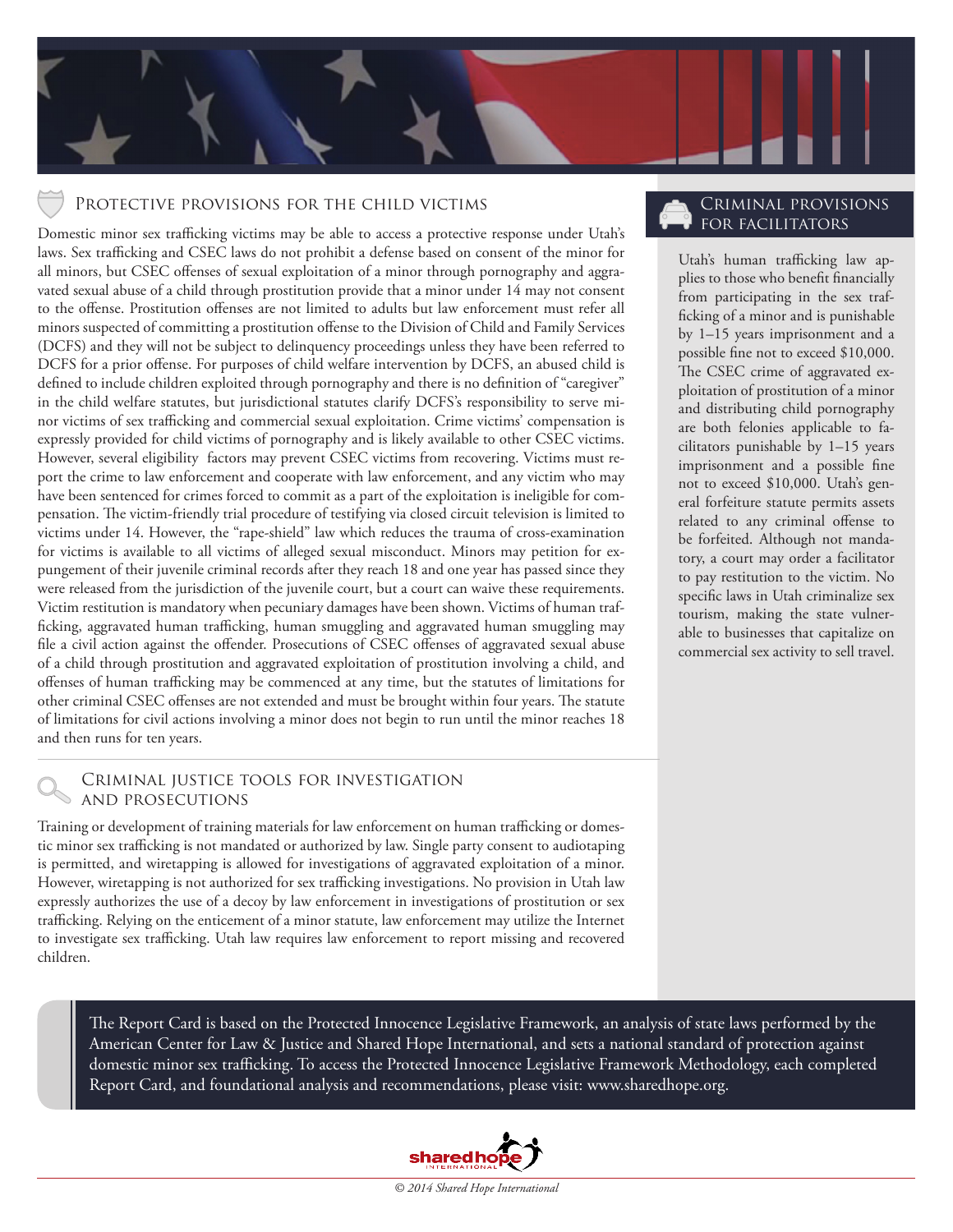## Protective provisions for the child victims

Domestic minor sex trafficking victims may be able to access a protective response under Utah's laws. Sex trafficking and CSEC laws do not prohibit a defense based on consent of the minor for all minors, but CSEC offenses of sexual exploitation of a minor through pornography and aggravated sexual abuse of a child through prostitution provide that a minor under 14 may not consent to the offense. Prostitution offenses are not limited to adults but law enforcement must refer all minors suspected of committing a prostitution offense to the Division of Child and Family Services (DCFS) and they will not be subject to delinquency proceedings unless they have been referred to DCFS for a prior offense. For purposes of child welfare intervention by DCFS, an abused child is defined to include children exploited through pornography and there is no definition of "caregiver" in the child welfare statutes, but jurisdictional statutes clarify DCFS's responsibility to serve minor victims of sex trafficking and commercial sexual exploitation. Crime victims' compensation is expressly provided for child victims of pornography and is likely available to other CSEC victims. However, several eligibility factors may prevent CSEC victims from recovering. Victims must report the crime to law enforcement and cooperate with law enforcement, and any victim who may have been sentenced for crimes forced to commit as a part of the exploitation is ineligible for compensation. The victim-friendly trial procedure of testifying via closed circuit television is limited to victims under 14. However, the "rape-shield" law which reduces the trauma of cross-examination for victims is available to all victims of alleged sexual misconduct. Minors may petition for expungement of their juvenile criminal records after they reach 18 and one year has passed since they were released from the jurisdiction of the juvenile court, but a court can waive these requirements. Victim restitution is mandatory when pecuniary damages have been shown. Victims of human trafficking, aggravated human trafficking, human smuggling and aggravated human smuggling may file a civil action against the offender. Prosecutions of CSEC offenses of aggravated sexual abuse of a child through prostitution and aggravated exploitation of prostitution involving a child, and offenses of human trafficking may be commenced at any time, but the statutes of limitations for other criminal CSEC offenses are not extended and must be brought within four years. The statute of limitations for civil actions involving a minor does not begin to run until the minor reaches 18 and then runs for ten years.

## Criminal justice tools for investigation and prosecutions

Training or development of training materials for law enforcement on human trafficking or domestic minor sex trafficking is not mandated or authorized by law. Single party consent to audiotaping is permitted, and wiretapping is allowed for investigations of aggravated exploitation of a minor. However, wiretapping is not authorized for sex trafficking investigations. No provision in Utah law expressly authorizes the use of a decoy by law enforcement in investigations of prostitution or sex trafficking. Relying on the enticement of a minor statute, law enforcement may utilize the Internet to investigate sex trafficking. Utah law requires law enforcement to report missing and recovered children.

## Criminal provisions for facilitators

Utah's human trafficking law applies to those who benefit financially from participating in the sex trafficking of a minor and is punishable by 1–15 years imprisonment and a possible fine not to exceed $10,000. The CSEC crime of aggravated exploitation of prostitution of a minor and distributing child pornography are both felonies applicable to facilitators punishable by 1–15 years imprisonment and a possible fine not to exceed $10,000. Utah's general forfeiture statute permits assets related to any criminal offense to be forfeited. Although not mandatory, a court may order a facilitator to pay restitution to the victim. No specific laws in Utah criminalize sex tourism, making the state vulnerable to businesses that capitalize on commercial sex activity to sell travel.

The Report Card is based on the Protected Innocence Legislative Framework, an analysis of state laws performed by the American Center for Law & Justice and Shared Hope International, and sets a national standard of protection against domestic minor sex trafficking. To access the Protected Innocence Legislative Framework Methodology, each completed Report Card, and foundational analysis and recommendations, please visit: www.sharedhope.org.

shared hope INTERNATIONAL

*© 2014 Shared Hope International*